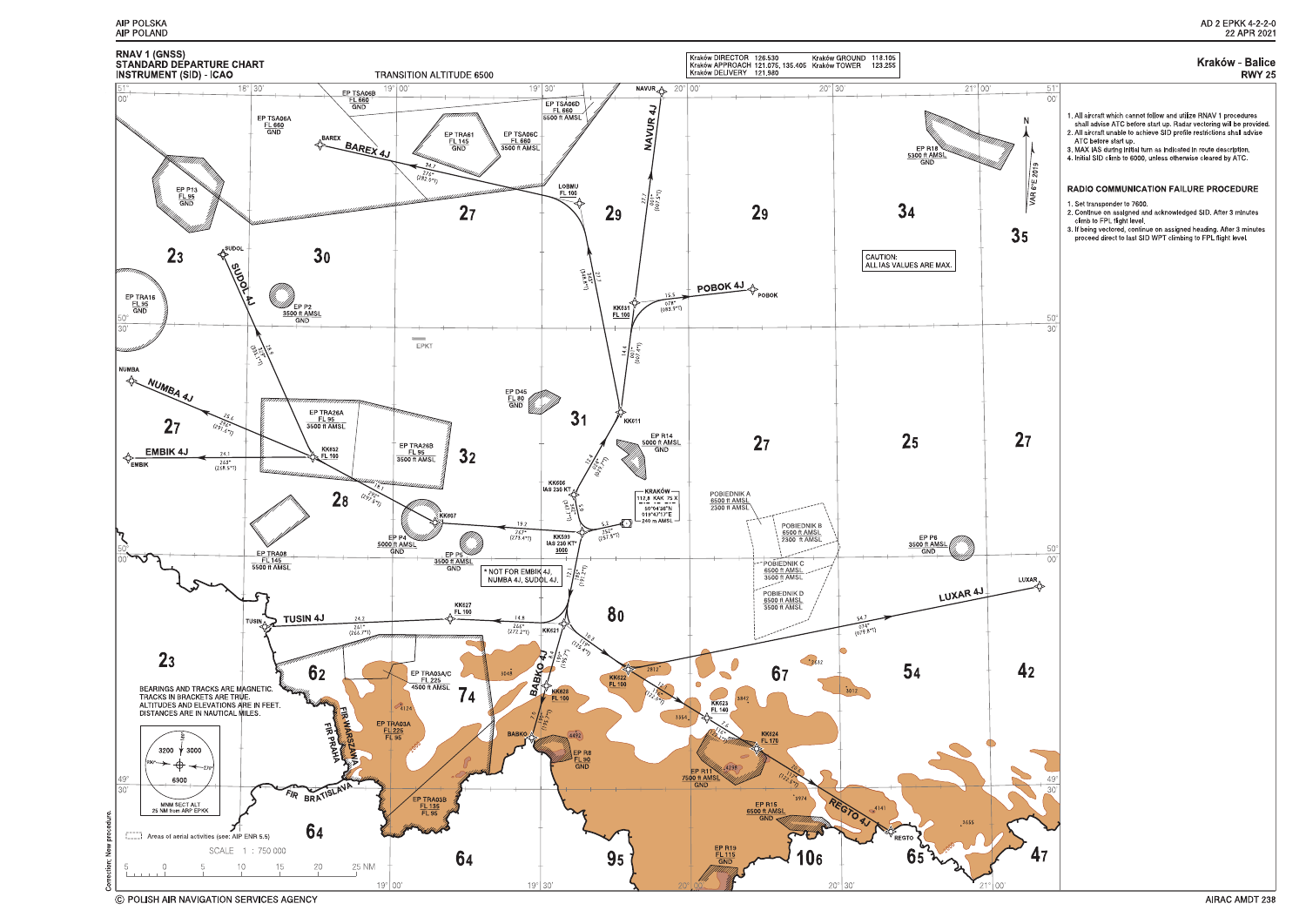AIP POLSKA
AIP POLAND

AD 2 EPKK 4-2-2-0
22 APR 2021

# RNAV 1 (GNSS) STANDARD DEPARTURE CHART INSTRUMENT (SID) - ICAO

TRANSITION ALTITUDE 6500

| | | | |
|---|---|---|---|
| Kraków DIRECTOR | 126.530 | Kraków GROUND | 118.105 |
| Kraków APPROACH | 121.075, 135.405 | Kraków TOWER | 123.255 |
| Kraków DELIVERY | 121.980 | | |

## Kraków - Balice RWY 25

1. All aircraft which cannot follow and utilize RNAV 1 procedures shall advise ATC before start up. Radar vectoring will be provided.
2. All aircraft unable to achieve SID profile restrictions shall advise ATC before start up.
3. MAX IAS during initial turn as indicated in route description.
4. Initial SID climb to 6000, unless otherwise cleared by ATC.

### RADIO COMMUNICATION FAILURE PROCEDURE

1. Set transponder to 7600.
2. Continue on assigned and acknowledged SID. After 3 minutes climb to FPL flight level.
3. If being vectored, continue on assigned heading. After 3 minutes proceed direct to last SID WPT climbing to FPL flight level.

CAUTION: ALL IAS VALUES ARE MAX.

* NOT FOR EMBIK 4J, NUMBA 4J, SUDOL 4J.

BEARINGS AND TRACKS ARE MAGNETIC. TRACKS IN BRACKETS ARE TRUE. ALTITUDES AND ELEVATIONS ARE IN FEET. DISTANCES ARE IN NAUTICAL MILES.

MNM SECT ALT 25 NM from ARP EPKK: 3200, 3000, 6900

KRAKÓW 112.8 KAK 75 X, 50°04'36"N 019°47'17"E, 240 m AMSL

VAR 6°E 2019

Areas of aerial activities (see: AIP ENR 5.5)

SCALE 1 : 750 000

Correction: New procedure.

© POLISH AIR NAVIGATION SERVICES AGENCY

AIRAC AMDT 238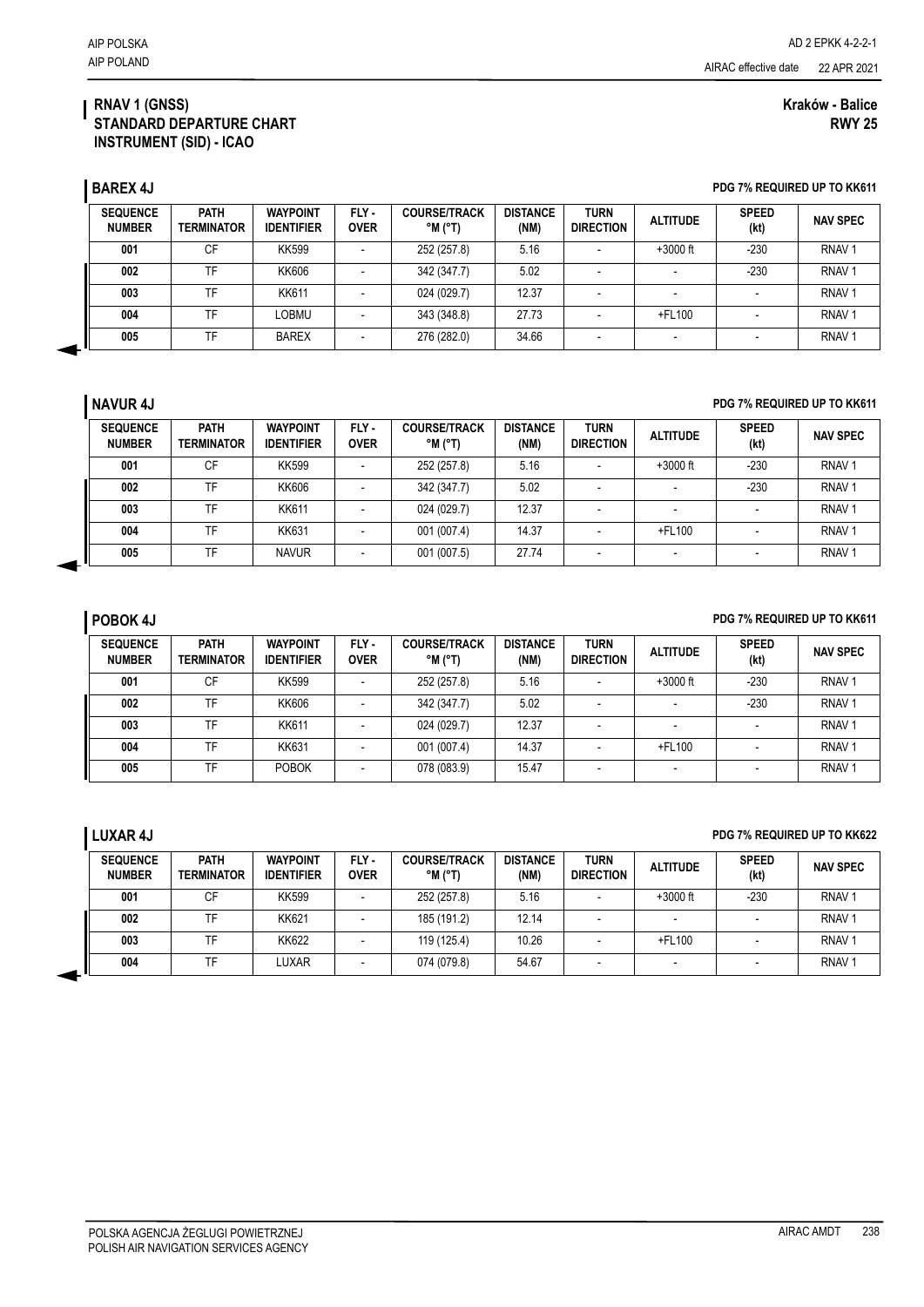**RNAV 1 (GNSS)**
**STANDARD DEPARTURE CHART**
**INSTRUMENT (SID) - ICAO**

**Kraków - Balice**
**RWY 25**

## BAREX 4J

**PDG 7% REQUIRED UP TO KK611**

| SEQUENCE NUMBER | PATH TERMINATOR | WAYPOINT IDENTIFIER | FLY - OVER | COURSE/TRACK °M (°T) | DISTANCE (NM) | TURN DIRECTION | ALTITUDE | SPEED (kt) | NAV SPEC |
|---|---|---|---|---|---|---|---|---|---|
| 001 | CF | KK599 | - | 252 (257.8) | 5.16 | - | +3000 ft | -230 | RNAV 1 |
| 002 | TF | KK606 | - | 342 (347.7) | 5.02 | - | - | -230 | RNAV 1 |
| 003 | TF | KK611 | - | 024 (029.7) | 12.37 | - | - | - | RNAV 1 |
| 004 | TF | LOBMU | - | 343 (348.8) | 27.73 | - | +FL100 | - | RNAV 1 |
| 005 | TF | BAREX | - | 276 (282.0) | 34.66 | - | - | - | RNAV 1 |

## NAVUR 4J

**PDG 7% REQUIRED UP TO KK611**

| SEQUENCE NUMBER | PATH TERMINATOR | WAYPOINT IDENTIFIER | FLY - OVER | COURSE/TRACK °M (°T) | DISTANCE (NM) | TURN DIRECTION | ALTITUDE | SPEED (kt) | NAV SPEC |
|---|---|---|---|---|---|---|---|---|---|
| 001 | CF | KK599 | - | 252 (257.8) | 5.16 | - | +3000 ft | -230 | RNAV 1 |
| 002 | TF | KK606 | - | 342 (347.7) | 5.02 | - | - | -230 | RNAV 1 |
| 003 | TF | KK611 | - | 024 (029.7) | 12.37 | - | - | - | RNAV 1 |
| 004 | TF | KK631 | - | 001 (007.4) | 14.37 | - | +FL100 | - | RNAV 1 |
| 005 | TF | NAVUR | - | 001 (007.5) | 27.74 | - | - | - | RNAV 1 |

## POBOK 4J

**PDG 7% REQUIRED UP TO KK611**

| SEQUENCE NUMBER | PATH TERMINATOR | WAYPOINT IDENTIFIER | FLY - OVER | COURSE/TRACK °M (°T) | DISTANCE (NM) | TURN DIRECTION | ALTITUDE | SPEED (kt) | NAV SPEC |
|---|---|---|---|---|---|---|---|---|---|
| 001 | CF | KK599 | - | 252 (257.8) | 5.16 | - | +3000 ft | -230 | RNAV 1 |
| 002 | TF | KK606 | - | 342 (347.7) | 5.02 | - | - | -230 | RNAV 1 |
| 003 | TF | KK611 | - | 024 (029.7) | 12.37 | - | - | - | RNAV 1 |
| 004 | TF | KK631 | - | 001 (007.4) | 14.37 | - | +FL100 | - | RNAV 1 |
| 005 | TF | POBOK | - | 078 (083.9) | 15.47 | - | - | - | RNAV 1 |

## LUXAR 4J

**PDG 7% REQUIRED UP TO KK622**

| SEQUENCE NUMBER | PATH TERMINATOR | WAYPOINT IDENTIFIER | FLY - OVER | COURSE/TRACK °M (°T) | DISTANCE (NM) | TURN DIRECTION | ALTITUDE | SPEED (kt) | NAV SPEC |
|---|---|---|---|---|---|---|---|---|---|
| 001 | CF | KK599 | - | 252 (257.8) | 5.16 | - | +3000 ft | -230 | RNAV 1 |
| 002 | TF | KK621 | - | 185 (191.2) | 12.14 | - | - | - | RNAV 1 |
| 003 | TF | KK622 | - | 119 (125.4) | 10.26 | - | +FL100 | - | RNAV 1 |
| 004 | TF | LUXAR | - | 074 (079.8) | 54.67 | - | - | - | RNAV 1 |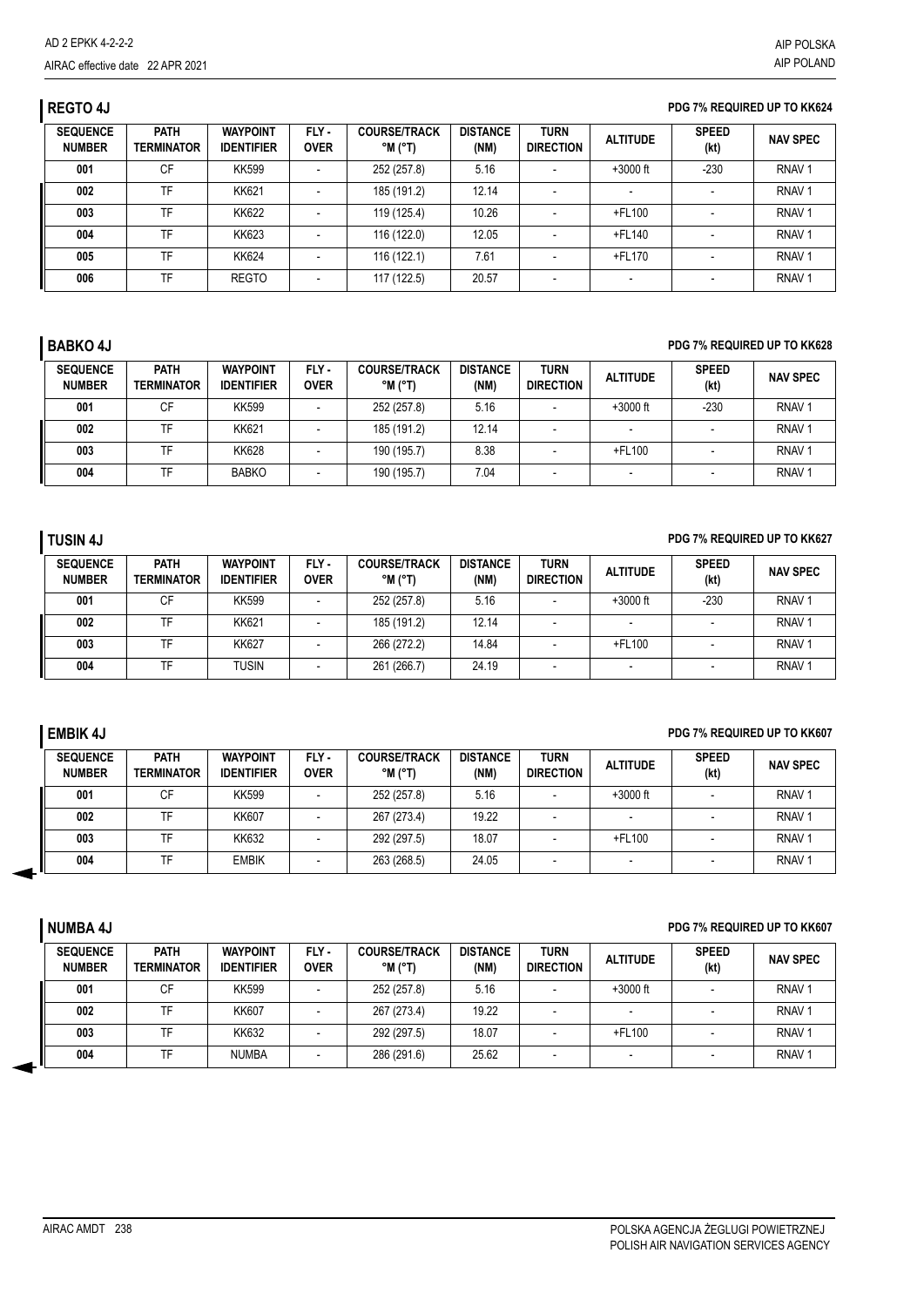## REGTO 4J

**PDG 7% REQUIRED UP TO KK624**

| SEQUENCE NUMBER | PATH TERMINATOR | WAYPOINT IDENTIFIER | FLY - OVER | COURSE/TRACK °M (°T) | DISTANCE (NM) | TURN DIRECTION | ALTITUDE | SPEED (kt) | NAV SPEC |
|---|---|---|---|---|---|---|---|---|---|
| 001 | CF | KK599 | - | 252 (257.8) | 5.16 | - | +3000 ft | -230 | RNAV 1 |
| 002 | TF | KK621 | - | 185 (191.2) | 12.14 | - | - | - | RNAV 1 |
| 003 | TF | KK622 | - | 119 (125.4) | 10.26 | - | +FL100 | - | RNAV 1 |
| 004 | TF | KK623 | - | 116 (122.0) | 12.05 | - | +FL140 | - | RNAV 1 |
| 005 | TF | KK624 | - | 116 (122.1) | 7.61 | - | +FL170 | - | RNAV 1 |
| 006 | TF | REGTO | - | 117 (122.5) | 20.57 | - | - | - | RNAV 1 |

## BABKO 4J

**PDG 7% REQUIRED UP TO KK628**

| SEQUENCE NUMBER | PATH TERMINATOR | WAYPOINT IDENTIFIER | FLY - OVER | COURSE/TRACK °M (°T) | DISTANCE (NM) | TURN DIRECTION | ALTITUDE | SPEED (kt) | NAV SPEC |
|---|---|---|---|---|---|---|---|---|---|
| 001 | CF | KK599 | - | 252 (257.8) | 5.16 | - | +3000 ft | -230 | RNAV 1 |
| 002 | TF | KK621 | - | 185 (191.2) | 12.14 | - | - | - | RNAV 1 |
| 003 | TF | KK628 | - | 190 (195.7) | 8.38 | - | +FL100 | - | RNAV 1 |
| 004 | TF | BABKO | - | 190 (195.7) | 7.04 | - | - | - | RNAV 1 |

## TUSIN 4J

**PDG 7% REQUIRED UP TO KK627**

| SEQUENCE NUMBER | PATH TERMINATOR | WAYPOINT IDENTIFIER | FLY - OVER | COURSE/TRACK °M (°T) | DISTANCE (NM) | TURN DIRECTION | ALTITUDE | SPEED (kt) | NAV SPEC |
|---|---|---|---|---|---|---|---|---|---|
| 001 | CF | KK599 | - | 252 (257.8) | 5.16 | - | +3000 ft | -230 | RNAV 1 |
| 002 | TF | KK621 | - | 185 (191.2) | 12.14 | - | - | - | RNAV 1 |
| 003 | TF | KK627 | - | 266 (272.2) | 14.84 | - | +FL100 | - | RNAV 1 |
| 004 | TF | TUSIN | - | 261 (266.7) | 24.19 | - | - | - | RNAV 1 |

## EMBIK 4J

**PDG 7% REQUIRED UP TO KK607**

| SEQUENCE NUMBER | PATH TERMINATOR | WAYPOINT IDENTIFIER | FLY - OVER | COURSE/TRACK °M (°T) | DISTANCE (NM) | TURN DIRECTION | ALTITUDE | SPEED (kt) | NAV SPEC |
|---|---|---|---|---|---|---|---|---|---|
| 001 | CF | KK599 | - | 252 (257.8) | 5.16 | - | +3000 ft | - | RNAV 1 |
| 002 | TF | KK607 | - | 267 (273.4) | 19.22 | - | - | - | RNAV 1 |
| 003 | TF | KK632 | - | 292 (297.5) | 18.07 | - | +FL100 | - | RNAV 1 |
| 004 | TF | EMBIK | - | 263 (268.5) | 24.05 | - | - | - | RNAV 1 |

## NUMBA 4J

**PDG 7% REQUIRED UP TO KK607**

| SEQUENCE NUMBER | PATH TERMINATOR | WAYPOINT IDENTIFIER | FLY - OVER | COURSE/TRACK °M (°T) | DISTANCE (NM) | TURN DIRECTION | ALTITUDE | SPEED (kt) | NAV SPEC |
|---|---|---|---|---|---|---|---|---|---|
| 001 | CF | KK599 | - | 252 (257.8) | 5.16 | - | +3000 ft | - | RNAV 1 |
| 002 | TF | KK607 | - | 267 (273.4) | 19.22 | - | - | - | RNAV 1 |
| 003 | TF | KK632 | - | 292 (297.5) | 18.07 | - | +FL100 | - | RNAV 1 |
| 004 | TF | NUMBA | - | 286 (291.6) | 25.62 | - | - | - | RNAV 1 |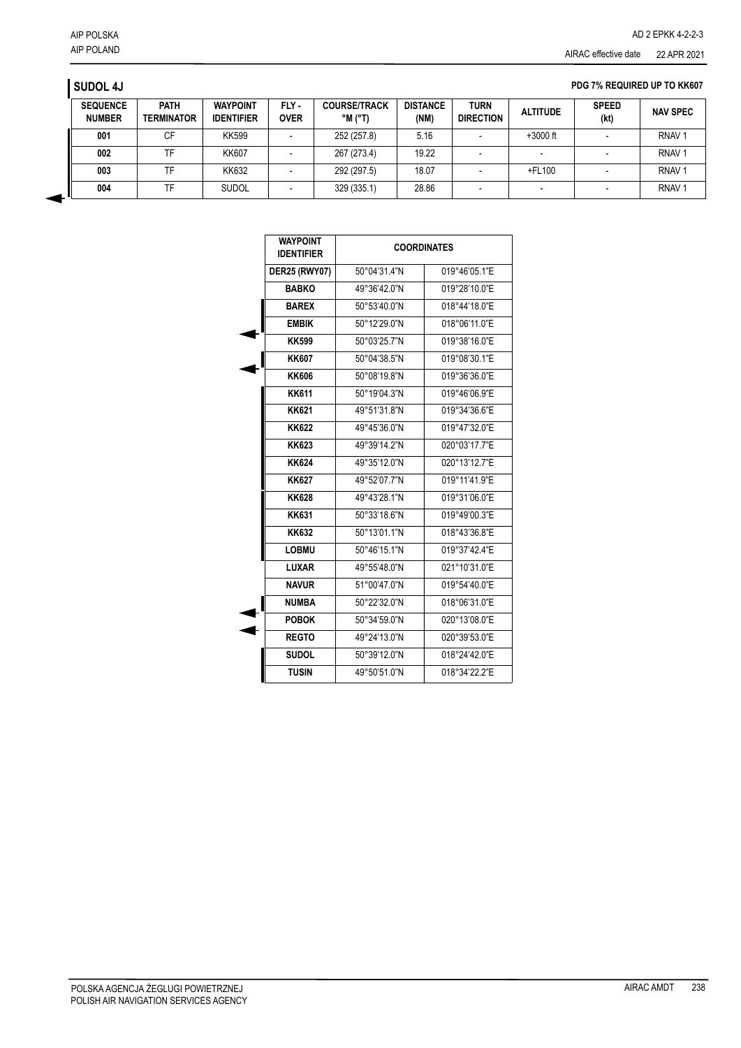## SUDOL 4J

**PDG 7% REQUIRED UP TO KK607**

| SEQUENCE NUMBER | PATH TERMINATOR | WAYPOINT IDENTIFIER | FLY - OVER | COURSE/TRACK °M (°T) | DISTANCE (NM) | TURN DIRECTION | ALTITUDE | SPEED (kt) | NAV SPEC |
|---|---|---|---|---|---|---|---|---|---|
| 001 | CF | KK599 | - | 252 (257.8) | 5.16 | - | +3000 ft | - | RNAV 1 |
| 002 | TF | KK607 | - | 267 (273.4) | 19.22 | - | - | - | RNAV 1 |
| 003 | TF | KK632 | - | 292 (297.5) | 18.07 | - | +FL100 | - | RNAV 1 |
| 004 | TF | SUDOL | - | 329 (335.1) | 28.86 | - | - | - | RNAV 1 |

| WAYPOINT IDENTIFIER | COORDINATES | |
|---|---|---|
| DER25 (RWY07) | 50°04'31.4"N | 019°46'05.1"E |
| BABKO | 49°36'42.0"N | 019°28'10.0"E |
| BAREX | 50°53'40.0"N | 018°44'18.0"E |
| EMBIK | 50°12'29.0"N | 018°06'11.0"E |
| KK599 | 50°03'25.7"N | 019°38'16.0"E |
| KK607 | 50°04'38.5"N | 019°08'30.1"E |
| KK606 | 50°08'19.8"N | 019°36'36.0"E |
| KK611 | 50°19'04.3"N | 019°46'06.9"E |
| KK621 | 49°51'31.8"N | 019°34'36.6"E |
| KK622 | 49°45'36.0"N | 019°47'32.0"E |
| KK623 | 49°39'14.2"N | 020°03'17.7"E |
| KK624 | 49°35'12.0"N | 020°13'12.7"E |
| KK627 | 49°52'07.7"N | 019°11'41.9"E |
| KK628 | 49°43'28.1"N | 019°31'06.0"E |
| KK631 | 50°33'18.6"N | 019°49'00.3"E |
| KK632 | 50°13'01.1"N | 018°43'36.8"E |
| LOBMU | 50°46'15.1"N | 019°37'42.4"E |
| LUXAR | 49°55'48.0"N | 021°10'31.0"E |
| NAVUR | 51°00'47.0"N | 019°54'40.0"E |
| NUMBA | 50°22'32.0"N | 018°06'31.0"E |
| POBOK | 50°34'59.0"N | 020°13'08.0"E |
| REGTO | 49°24'13.0"N | 020°39'53.0"E |
| SUDOL | 50°39'12.0"N | 018°24'42.0"E |
| TUSIN | 49°50'51.0"N | 018°34'22.2"E |